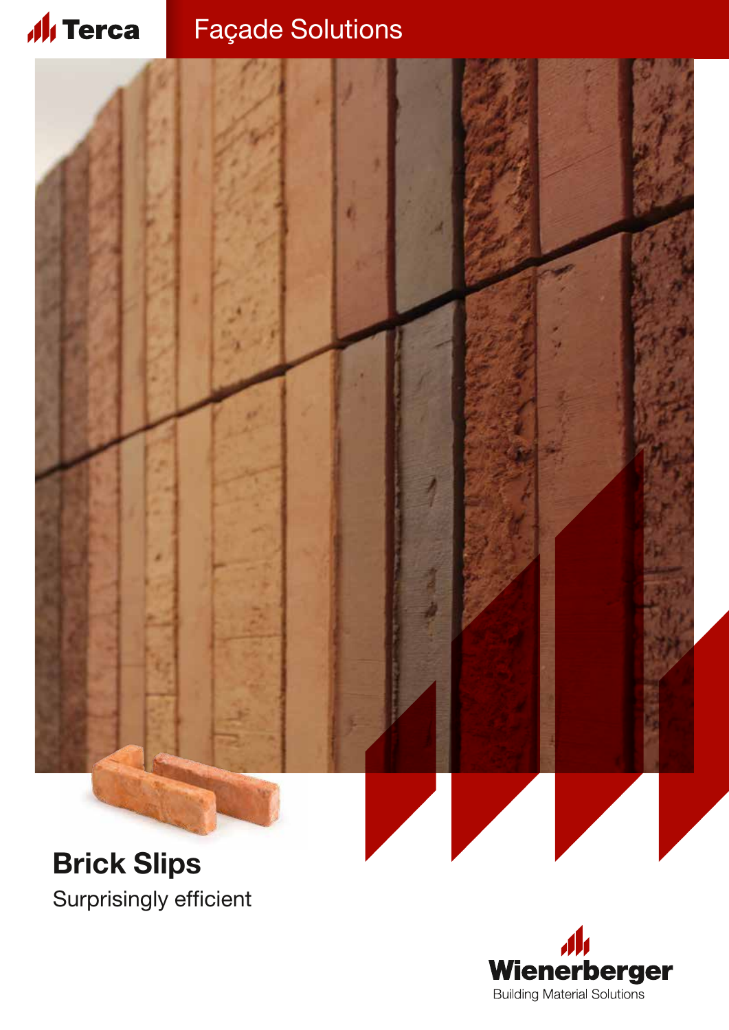Terca

Façade Solutions

# Brick Slips

Surprisingly efficient

Wienerberger

Building Material Solutions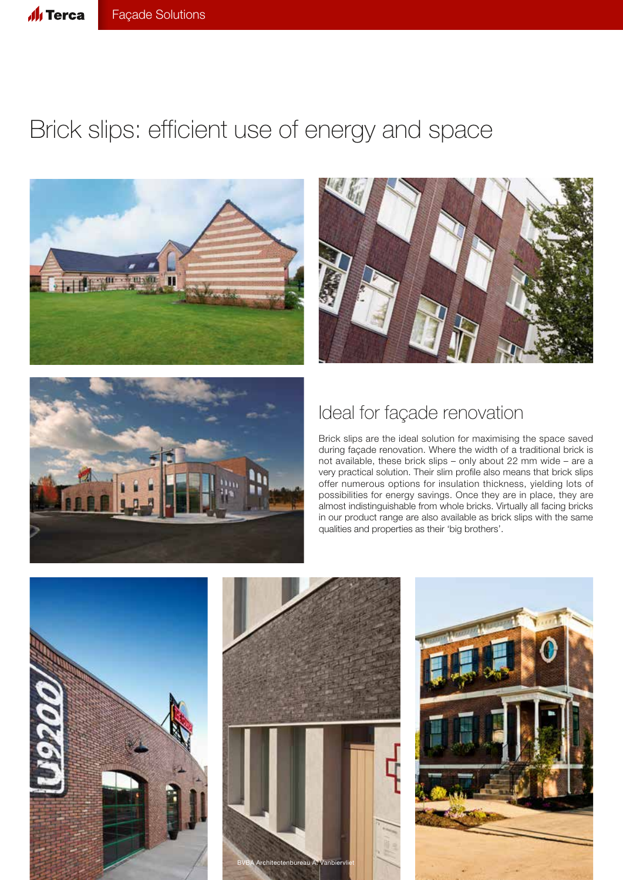# Brick slips: efficient use of energy and space

## Ideal for façade renovation

Brick slips are the ideal solution for maximising the space saved during façade renovation. Where the width of a traditional brick is not available, these brick slips – only about 22 mm wide – are a very practical solution. Their slim profile also means that brick slips offer numerous options for insulation thickness, yielding lots of possibilities for energy savings. Once they are in place, they are almost indistinguishable from whole bricks. Virtually all facing bricks in our product range are also available as brick slips with the same qualities and properties as their 'big brothers'.

BVBA Architectenbureau A. Vanbiervliet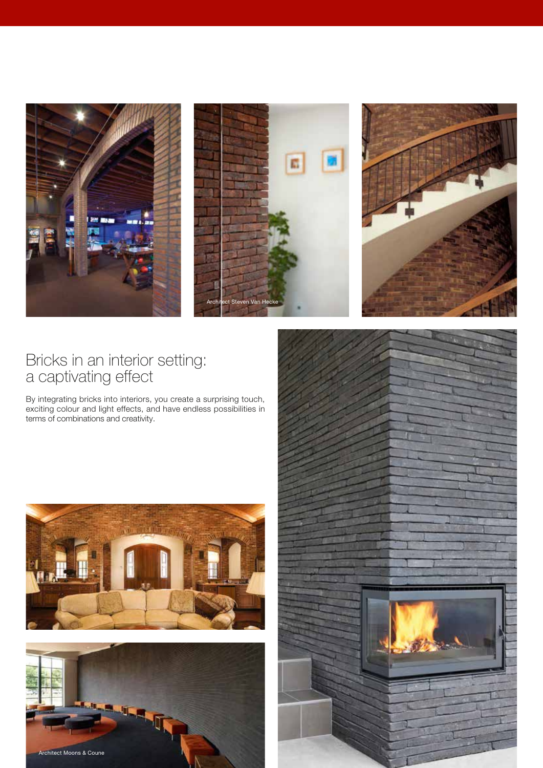Architect Steven Van Hecke

## Bricks in an interior setting: a captivating effect

By integrating bricks into interiors, you create a surprising touch, exciting colour and light effects, and have endless possibilities in terms of combinations and creativity.

Architect Moons & Coune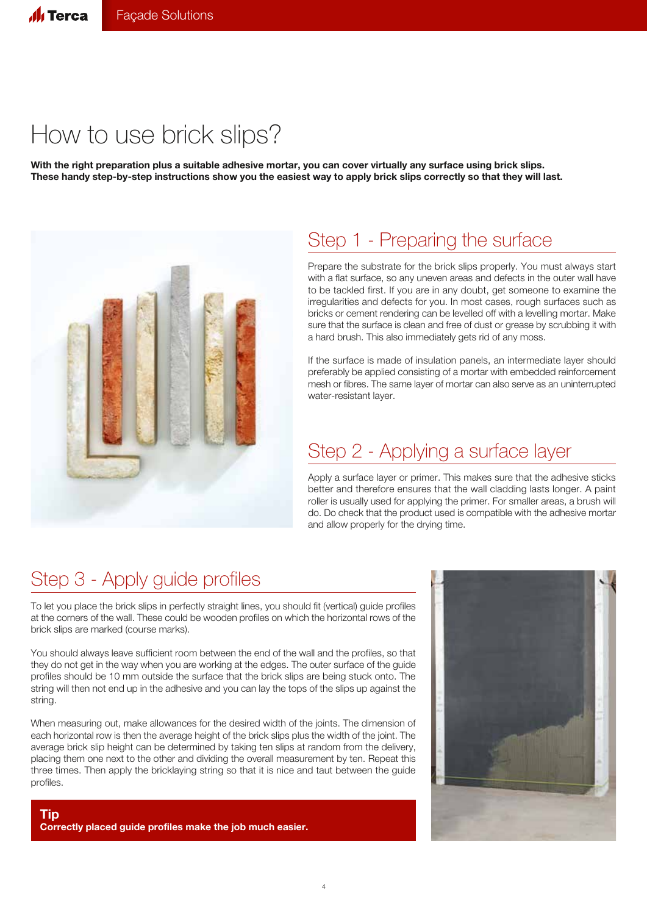# How to use brick slips?

**With the right preparation plus a suitable adhesive mortar, you can cover virtually any surface using brick slips. These handy step-by-step instructions show you the easiest way to apply brick slips correctly so that they will last.**

## Step 1 - Preparing the surface

Prepare the substrate for the brick slips properly. You must always start with a flat surface, so any uneven areas and defects in the outer wall have to be tackled first. If you are in any doubt, get someone to examine the irregularities and defects for you. In most cases, rough surfaces such as bricks or cement rendering can be levelled off with a levelling mortar. Make sure that the surface is clean and free of dust or grease by scrubbing it with a hard brush. This also immediately gets rid of any moss.

If the surface is made of insulation panels, an intermediate layer should preferably be applied consisting of a mortar with embedded reinforcement mesh or fibres. The same layer of mortar can also serve as an uninterrupted water-resistant layer.

## Step 2 - Applying a surface layer

Apply a surface layer or primer. This makes sure that the adhesive sticks better and therefore ensures that the wall cladding lasts longer. A paint roller is usually used for applying the primer. For smaller areas, a brush will do. Do check that the product used is compatible with the adhesive mortar and allow properly for the drying time.

## Step 3 - Apply guide profiles

To let you place the brick slips in perfectly straight lines, you should fit (vertical) guide profiles at the corners of the wall. These could be wooden profiles on which the horizontal rows of the brick slips are marked (course marks).

You should always leave sufficient room between the end of the wall and the profiles, so that they do not get in the way when you are working at the edges. The outer surface of the guide profiles should be 10 mm outside the surface that the brick slips are being stuck onto. The string will then not end up in the adhesive and you can lay the tops of the slips up against the string.

When measuring out, make allowances for the desired width of the joints. The dimension of each horizontal row is then the average height of the brick slips plus the width of the joint. The average brick slip height can be determined by taking ten slips at random from the delivery, placing them one next to the other and dividing the overall measurement by ten. Repeat this three times. Then apply the bricklaying string so that it is nice and taut between the guide profiles.

**Tip**
**Correctly placed guide profiles make the job much easier.**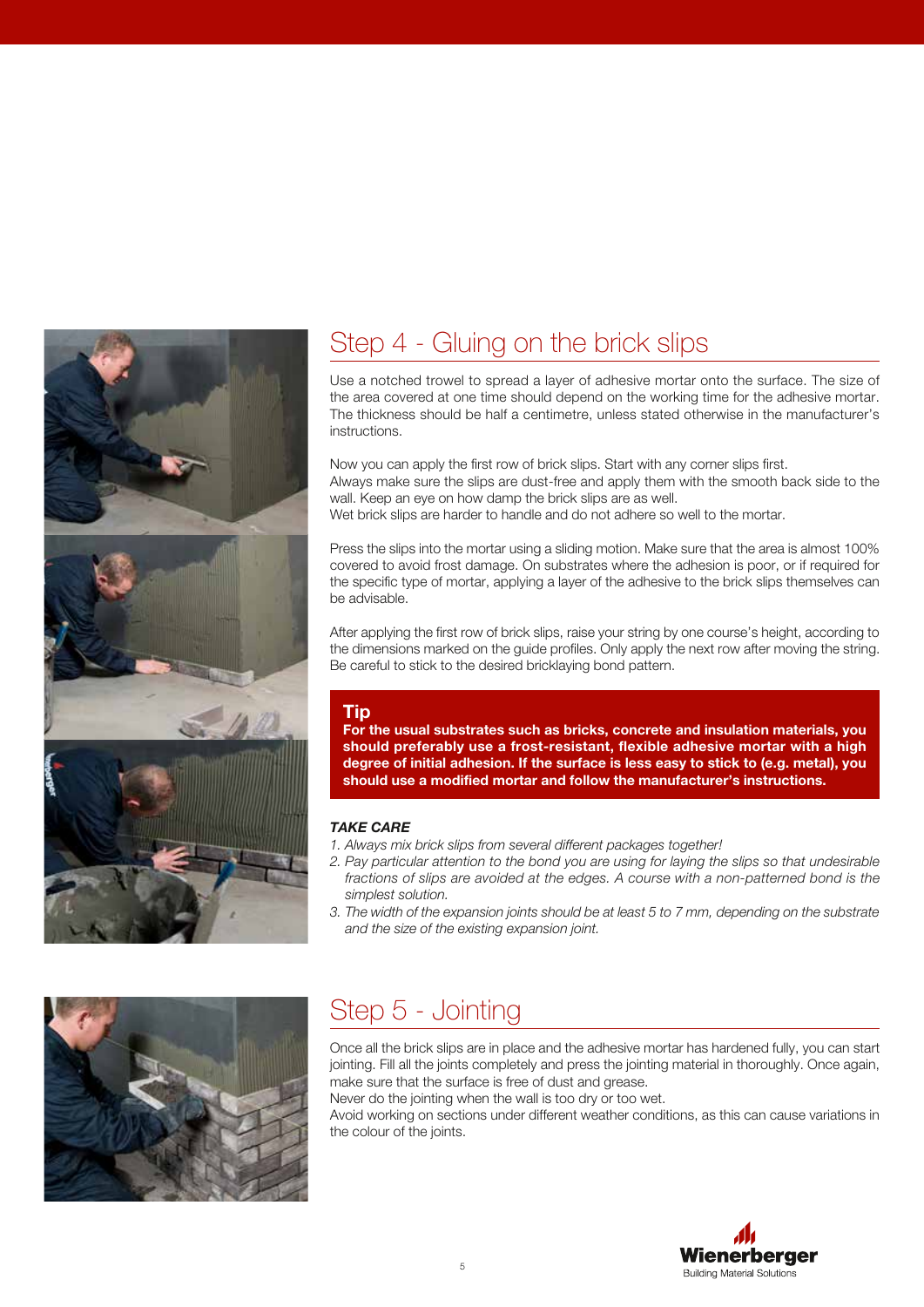## Step 4 - Gluing on the brick slips

Use a notched trowel to spread a layer of adhesive mortar onto the surface. The size of the area covered at one time should depend on the working time for the adhesive mortar. The thickness should be half a centimetre, unless stated otherwise in the manufacturer's instructions.

Now you can apply the first row of brick slips. Start with any corner slips first.
Always make sure the slips are dust-free and apply them with the smooth back side to the wall. Keep an eye on how damp the brick slips are as well.
Wet brick slips are harder to handle and do not adhere so well to the mortar.

Press the slips into the mortar using a sliding motion. Make sure that the area is almost 100% covered to avoid frost damage. On substrates where the adhesion is poor, or if required for the specific type of mortar, applying a layer of the adhesive to the brick slips themselves can be advisable.

After applying the first row of brick slips, raise your string by one course's height, according to the dimensions marked on the guide profiles. Only apply the next row after moving the string. Be careful to stick to the desired bricklaying bond pattern.

**Tip**

**For the usual substrates such as bricks, concrete and insulation materials, you should preferably use a frost-resistant, flexible adhesive mortar with a high degree of initial adhesion. If the surface is less easy to stick to (e.g. metal), you should use a modified mortar and follow the manufacturer's instructions.**

***TAKE CARE***

1. *Always mix brick slips from several different packages together!*
2. *Pay particular attention to the bond you are using for laying the slips so that undesirable fractions of slips are avoided at the edges. A course with a non-patterned bond is the simplest solution.*
3. *The width of the expansion joints should be at least 5 to 7 mm, depending on the substrate and the size of the existing expansion joint.*

## Step 5 - Jointing

Once all the brick slips are in place and the adhesive mortar has hardened fully, you can start jointing. Fill all the joints completely and press the jointing material in thoroughly. Once again, make sure that the surface is free of dust and grease.
Never do the jointing when the wall is too dry or too wet.
Avoid working on sections under different weather conditions, as this can cause variations in the colour of the joints.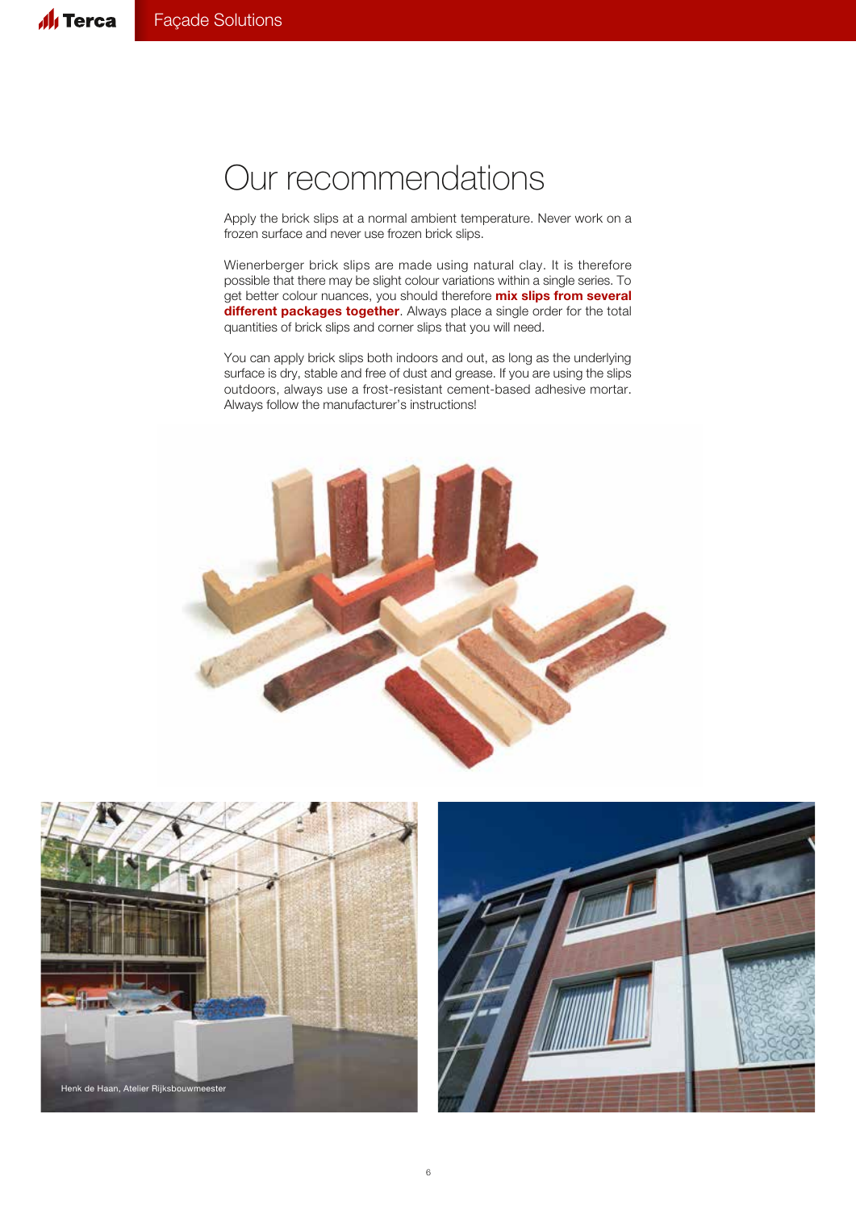# Our recommendations

Apply the brick slips at a normal ambient temperature. Never work on a frozen surface and never use frozen brick slips.

Wienerberger brick slips are made using natural clay. It is therefore possible that there may be slight colour variations within a single series. To get better colour nuances, you should therefore **mix slips from several different packages together**. Always place a single order for the total quantities of brick slips and corner slips that you will need.

You can apply brick slips both indoors and out, as long as the underlying surface is dry, stable and free of dust and grease. If you are using the slips outdoors, always use a frost-resistant cement-based adhesive mortar. Always follow the manufacturer's instructions!

Henk de Haan, Atelier Rijksbouwmeester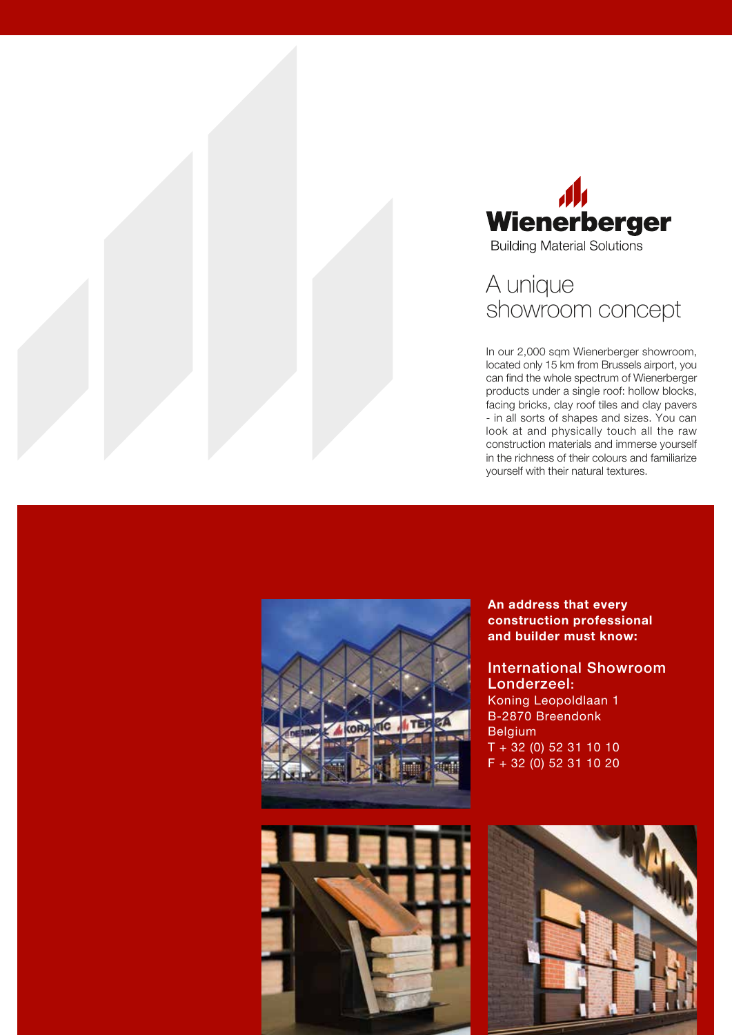Wienerberger

Building Material Solutions

# A unique showroom concept

In our 2,000 sqm Wienerberger showroom, located only 15 km from Brussels airport, you can find the whole spectrum of Wienerberger products under a single roof: hollow blocks, facing bricks, clay roof tiles and clay pavers - in all sorts of shapes and sizes. You can look at and physically touch all the raw construction materials and immerse yourself in the richness of their colours and familiarize yourself with their natural textures.

**An address that every construction professional and builder must know:**

## International Showroom Londerzeel:

Koning Leopoldlaan 1
B-2870 Breendonk
Belgium
T + 32 (0) 52 31 10 10
F + 32 (0) 52 31 10 20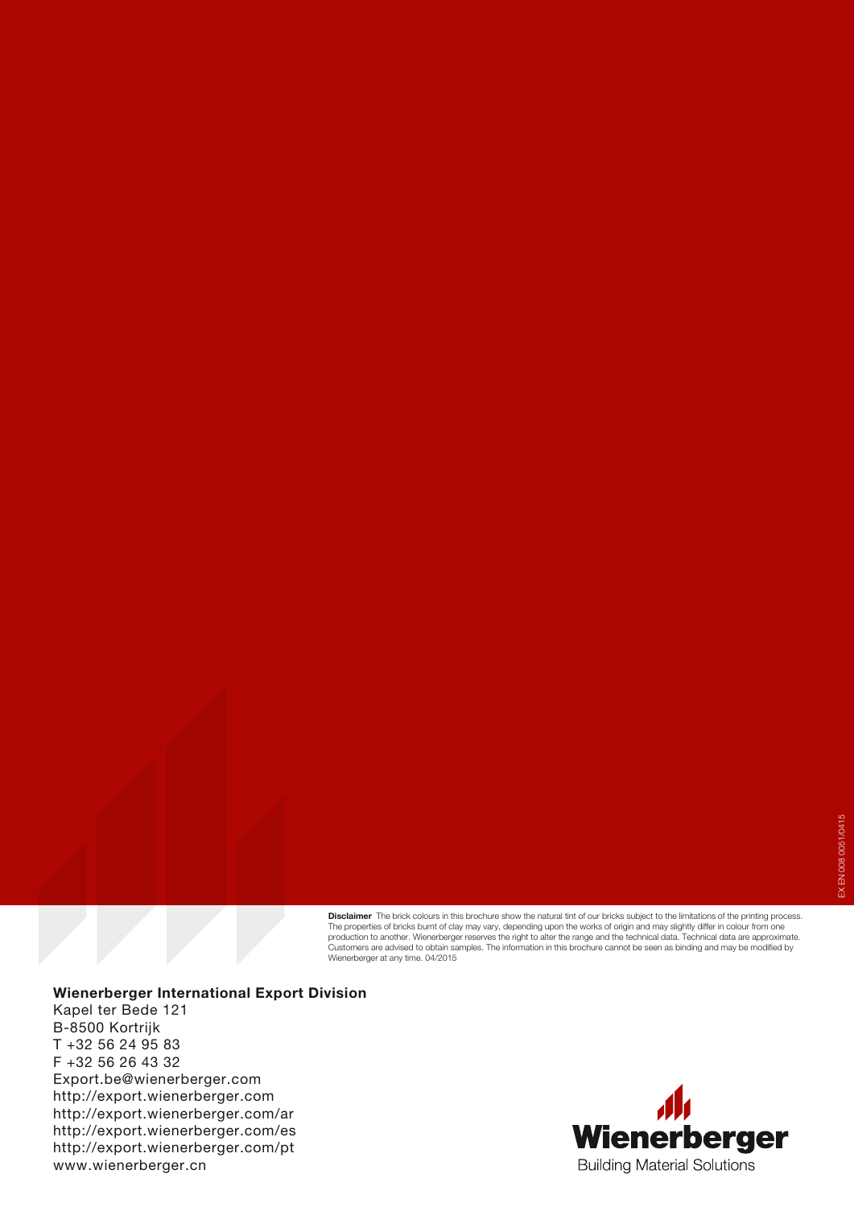**Disclaimer** The brick colours in this brochure show the natural tint of our bricks subject to the limitations of the printing process. The properties of bricks burnt of clay may vary, depending upon the works of origin and may slightly differ in colour from one production to another. Wienerberger reserves the right to alter the range and the technical data. Technical data are approximate. Customers are advised to obtain samples. The information in this brochure cannot be seen as binding and may be modified by Wienerberger at any time. 04/2015

EX EN 008 0051/0415

**Wienerberger International Export Division**
Kapel ter Bede 121
B-8500 Kortrijk
T +32 56 24 95 83
F +32 56 26 43 32
Export.be@wienerberger.com
http://export.wienerberger.com
http://export.wienerberger.com/ar
http://export.wienerberger.com/es
http://export.wienerberger.com/pt
www.wienerberger.cn

Wienerberger
Building Material Solutions